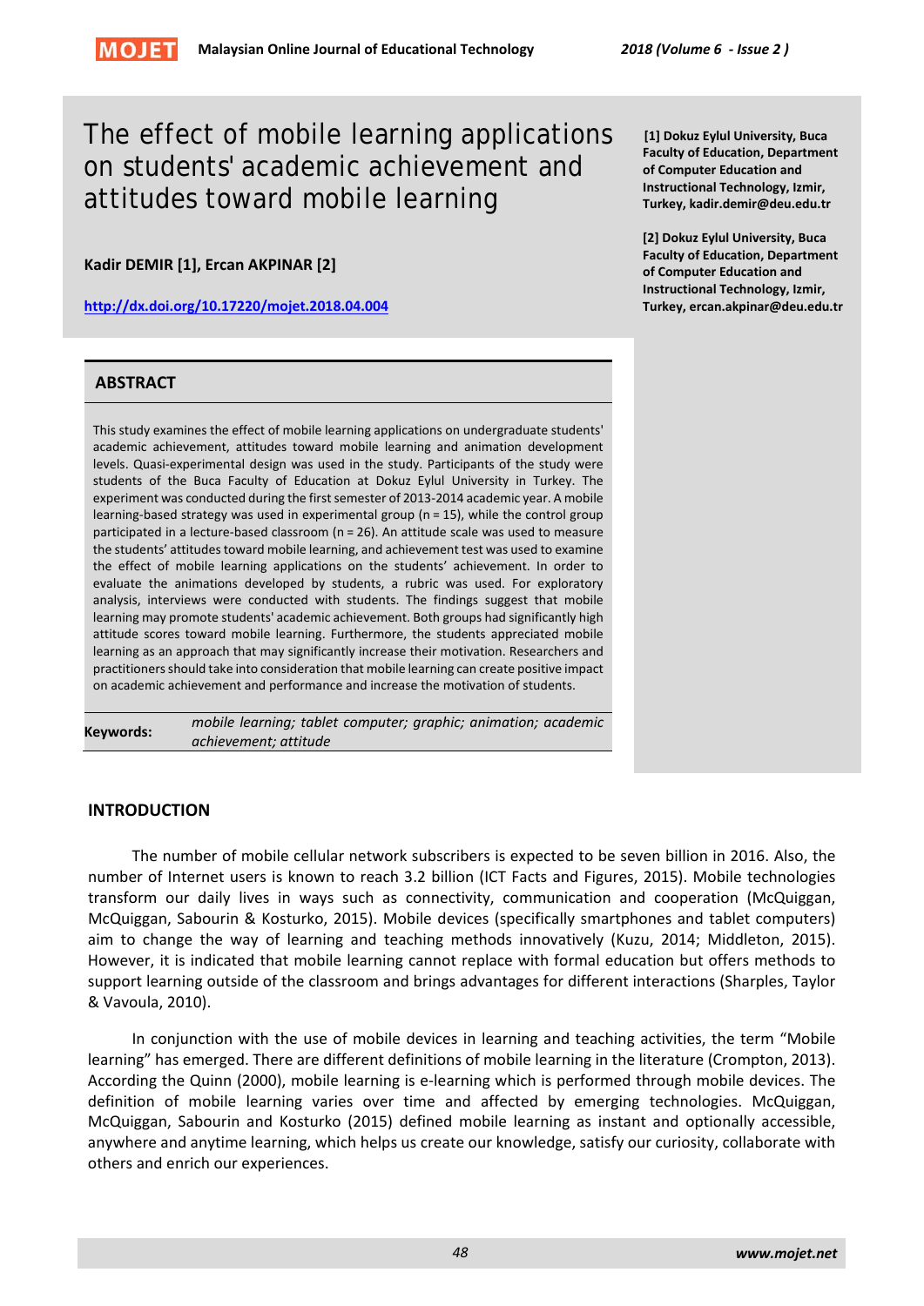# The effect of mobile learning applications on students' academic achievement and attitudes toward mobile learning

**Kadir DEMIR [1], Ercan AKPINAR [2]**

http://dx.doi.org/10.17220/mojet.2018.04.004

[1] Dokuz Eylul University, Buca Faculty of Education, Department of Computer Education and Instructional Technology, Izmir, Turkey, kadir.demir@deu.edu.tr

[2] Dokuz Eylul University, Buca Faculty of Education, Department of Computer Education and Instructional Technology, Izmir, Turkey, ercan.akpinar@deu.edu.tr

## ABSTRACT

This study examines the effect of mobile learning applications on undergraduate students' academic achievement, attitudes toward mobile learning and animation development levels. Quasi-experimental design was used in the study. Participants of the study were students of the Buca Faculty of Education at Dokuz Eylul University in Turkey. The experiment was conducted during the first semester of 2013-2014 academic year. A mobile learning-based strategy was used in experimental group (n = 15), while the control group participated in a lecture-based classroom (n = 26). An attitude scale was used to measure the students' attitudes toward mobile learning, and achievement test was used to examine the effect of mobile learning applications on the students' achievement. In order to evaluate the animations developed by students, a rubric was used. For exploratory analysis, interviews were conducted with students. The findings suggest that mobile learning may promote students' academic achievement. Both groups had significantly high attitude scores toward mobile learning. Furthermore, the students appreciated mobile learning as an approach that may significantly increase their motivation. Researchers and practitioners should take into consideration that mobile learning can create positive impact on academic achievement and performance and increase the motivation of students.

**Keywords:** *mobile learning; tablet computer; graphic; animation; academic achievement; attitude*

## INTRODUCTION

The number of mobile cellular network subscribers is expected to be seven billion in 2016. Also, the number of Internet users is known to reach 3.2 billion (ICT Facts and Figures, 2015). Mobile technologies transform our daily lives in ways such as connectivity, communication and cooperation (McQuiggan, McQuiggan, Sabourin & Kosturko, 2015). Mobile devices (specifically smartphones and tablet computers) aim to change the way of learning and teaching methods innovatively (Kuzu, 2014; Middleton, 2015). However, it is indicated that mobile learning cannot replace with formal education but offers methods to support learning outside of the classroom and brings advantages for different interactions (Sharples, Taylor & Vavoula, 2010).

In conjunction with the use of mobile devices in learning and teaching activities, the term "Mobile learning" has emerged. There are different definitions of mobile learning in the literature (Crompton, 2013). According the Quinn (2000), mobile learning is e-learning which is performed through mobile devices. The definition of mobile learning varies over time and affected by emerging technologies. McQuiggan, McQuiggan, Sabourin and Kosturko (2015) defined mobile learning as instant and optionally accessible, anywhere and anytime learning, which helps us create our knowledge, satisfy our curiosity, collaborate with others and enrich our experiences.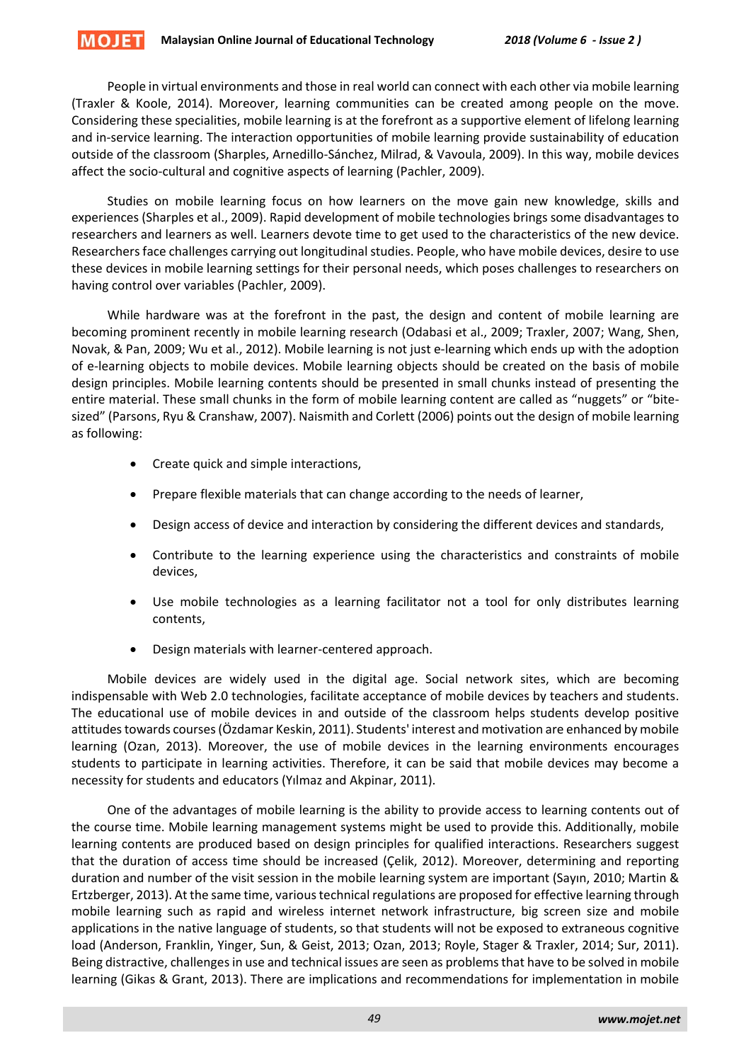People in virtual environments and those in real world can connect with each other via mobile learning (Traxler & Koole, 2014). Moreover, learning communities can be created among people on the move. Considering these specialities, mobile learning is at the forefront as a supportive element of lifelong learning and in-service learning. The interaction opportunities of mobile learning provide sustainability of education outside of the classroom (Sharples, Arnedillo-Sánchez, Milrad, & Vavoula, 2009). In this way, mobile devices affect the socio-cultural and cognitive aspects of learning (Pachler, 2009).

Studies on mobile learning focus on how learners on the move gain new knowledge, skills and experiences (Sharples et al., 2009). Rapid development of mobile technologies brings some disadvantages to researchers and learners as well. Learners devote time to get used to the characteristics of the new device. Researchers face challenges carrying out longitudinal studies. People, who have mobile devices, desire to use these devices in mobile learning settings for their personal needs, which poses challenges to researchers on having control over variables (Pachler, 2009).

While hardware was at the forefront in the past, the design and content of mobile learning are becoming prominent recently in mobile learning research (Odabasi et al., 2009; Traxler, 2007; Wang, Shen, Novak, & Pan, 2009; Wu et al., 2012). Mobile learning is not just e-learning which ends up with the adoption of e-learning objects to mobile devices. Mobile learning objects should be created on the basis of mobile design principles. Mobile learning contents should be presented in small chunks instead of presenting the entire material. These small chunks in the form of mobile learning content are called as "nuggets" or "bite-sized" (Parsons, Ryu & Cranshaw, 2007). Naismith and Corlett (2006) points out the design of mobile learning as following:

- Create quick and simple interactions,
- Prepare flexible materials that can change according to the needs of learner,
- Design access of device and interaction by considering the different devices and standards,
- Contribute to the learning experience using the characteristics and constraints of mobile devices,
- Use mobile technologies as a learning facilitator not a tool for only distributes learning contents,
- Design materials with learner-centered approach.

Mobile devices are widely used in the digital age. Social network sites, which are becoming indispensable with Web 2.0 technologies, facilitate acceptance of mobile devices by teachers and students. The educational use of mobile devices in and outside of the classroom helps students develop positive attitudes towards courses (Özdamar Keskin, 2011). Students' interest and motivation are enhanced by mobile learning (Ozan, 2013). Moreover, the use of mobile devices in the learning environments encourages students to participate in learning activities. Therefore, it can be said that mobile devices may become a necessity for students and educators (Yılmaz and Akpinar, 2011).

One of the advantages of mobile learning is the ability to provide access to learning contents out of the course time. Mobile learning management systems might be used to provide this. Additionally, mobile learning contents are produced based on design principles for qualified interactions. Researchers suggest that the duration of access time should be increased (Çelik, 2012). Moreover, determining and reporting duration and number of the visit session in the mobile learning system are important (Sayın, 2010; Martin & Ertzberger, 2013). At the same time, various technical regulations are proposed for effective learning through mobile learning such as rapid and wireless internet network infrastructure, big screen size and mobile applications in the native language of students, so that students will not be exposed to extraneous cognitive load (Anderson, Franklin, Yinger, Sun, & Geist, 2013; Ozan, 2013; Royle, Stager & Traxler, 2014; Sur, 2011). Being distractive, challenges in use and technical issues are seen as problems that have to be solved in mobile learning (Gikas & Grant, 2013). There are implications and recommendations for implementation in mobile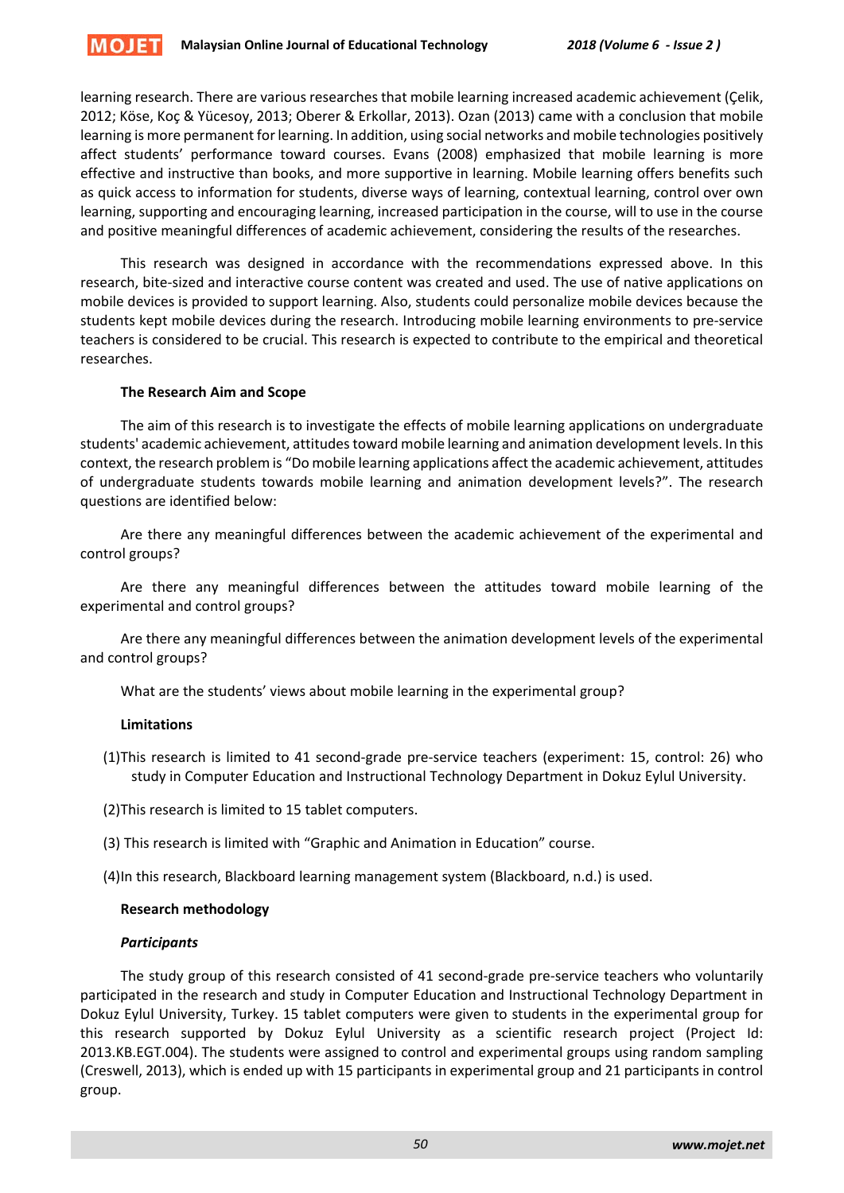learning research. There are various researches that mobile learning increased academic achievement (Çelik, 2012; Köse, Koç & Yücesoy, 2013; Oberer & Erkollar, 2013). Ozan (2013) came with a conclusion that mobile learning is more permanent for learning. In addition, using social networks and mobile technologies positively affect students' performance toward courses. Evans (2008) emphasized that mobile learning is more effective and instructive than books, and more supportive in learning. Mobile learning offers benefits such as quick access to information for students, diverse ways of learning, contextual learning, control over own learning, supporting and encouraging learning, increased participation in the course, will to use in the course and positive meaningful differences of academic achievement, considering the results of the researches.

This research was designed in accordance with the recommendations expressed above. In this research, bite-sized and interactive course content was created and used. The use of native applications on mobile devices is provided to support learning. Also, students could personalize mobile devices because the students kept mobile devices during the research. Introducing mobile learning environments to pre-service teachers is considered to be crucial. This research is expected to contribute to the empirical and theoretical researches.

### The Research Aim and Scope

The aim of this research is to investigate the effects of mobile learning applications on undergraduate students' academic achievement, attitudes toward mobile learning and animation development levels. In this context, the research problem is "Do mobile learning applications affect the academic achievement, attitudes of undergraduate students towards mobile learning and animation development levels?". The research questions are identified below:

Are there any meaningful differences between the academic achievement of the experimental and control groups?

Are there any meaningful differences between the attitudes toward mobile learning of the experimental and control groups?

Are there any meaningful differences between the animation development levels of the experimental and control groups?

What are the students' views about mobile learning in the experimental group?

### Limitations

(1)This research is limited to 41 second-grade pre-service teachers (experiment: 15, control: 26) who study in Computer Education and Instructional Technology Department in Dokuz Eylul University.

(2)This research is limited to 15 tablet computers.

(3) This research is limited with "Graphic and Animation in Education" course.

(4)In this research, Blackboard learning management system (Blackboard, n.d.) is used.

### Research methodology

#### *Participants*

The study group of this research consisted of 41 second-grade pre-service teachers who voluntarily participated in the research and study in Computer Education and Instructional Technology Department in Dokuz Eylul University, Turkey. 15 tablet computers were given to students in the experimental group for this research supported by Dokuz Eylul University as a scientific research project (Project Id: 2013.KB.EGT.004). The students were assigned to control and experimental groups using random sampling (Creswell, 2013), which is ended up with 15 participants in experimental group and 21 participants in control group.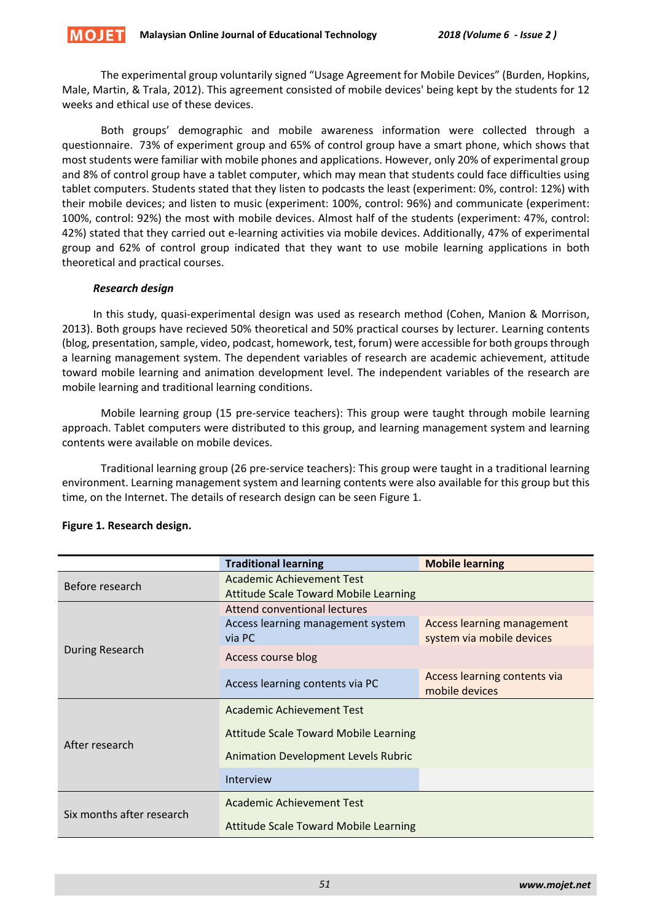The experimental group voluntarily signed "Usage Agreement for Mobile Devices" (Burden, Hopkins, Male, Martin, & Trala, 2012). This agreement consisted of mobile devices' being kept by the students for 12 weeks and ethical use of these devices.

Both groups' demographic and mobile awareness information were collected through a questionnaire. 73% of experiment group and 65% of control group have a smart phone, which shows that most students were familiar with mobile phones and applications. However, only 20% of experimental group and 8% of control group have a tablet computer, which may mean that students could face difficulties using tablet computers. Students stated that they listen to podcasts the least (experiment: 0%, control: 12%) with their mobile devices; and listen to music (experiment: 100%, control: 96%) and communicate (experiment: 100%, control: 92%) the most with mobile devices. Almost half of the students (experiment: 47%, control: 42%) stated that they carried out e-learning activities via mobile devices. Additionally, 47% of experimental group and 62% of control group indicated that they want to use mobile learning applications in both theoretical and practical courses.

***Research design***

In this study, quasi-experimental design was used as research method (Cohen, Manion & Morrison, 2013). Both groups have recieved 50% theoretical and 50% practical courses by lecturer. Learning contents (blog, presentation, sample, video, podcast, homework, test, forum) were accessible for both groups through a learning management system. The dependent variables of research are academic achievement, attitude toward mobile learning and animation development level. The independent variables of the research are mobile learning and traditional learning conditions.

Mobile learning group (15 pre-service teachers): This group were taught through mobile learning approach. Tablet computers were distributed to this group, and learning management system and learning contents were available on mobile devices.

Traditional learning group (26 pre-service teachers): This group were taught in a traditional learning environment. Learning management system and learning contents were also available for this group but this time, on the Internet. The details of research design can be seen Figure 1.

**Figure 1. Research design.**

| | **Traditional learning** | **Mobile learning** |
|---|---|---|
| Before research | Academic Achievement Test<br>Attitude Scale Toward Mobile Learning | |
| During Research | Attend conventional lectures | |
| | Access learning management system via PC | Access learning management system via mobile devices |
| | Access course blog | |
| | Access learning contents via PC | Access learning contents via mobile devices |
| After research | Academic Achievement Test<br>Attitude Scale Toward Mobile Learning<br>Animation Development Levels Rubric | |
| | Interview | |
| Six months after research | Academic Achievement Test<br>Attitude Scale Toward Mobile Learning | |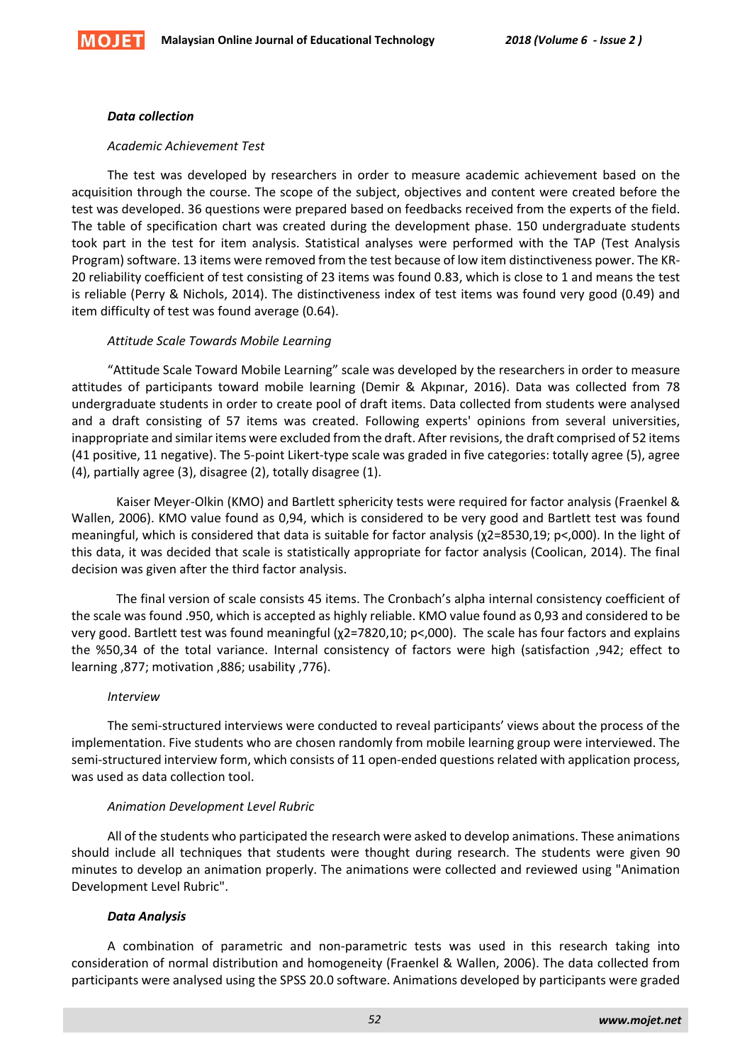***Data collection***

*Academic Achievement Test*

The test was developed by researchers in order to measure academic achievement based on the acquisition through the course. The scope of the subject, objectives and content were created before the test was developed. 36 questions were prepared based on feedbacks received from the experts of the field. The table of specification chart was created during the development phase. 150 undergraduate students took part in the test for item analysis. Statistical analyses were performed with the TAP (Test Analysis Program) software. 13 items were removed from the test because of low item distinctiveness power. The KR-20 reliability coefficient of test consisting of 23 items was found 0.83, which is close to 1 and means the test is reliable (Perry & Nichols, 2014). The distinctiveness index of test items was found very good (0.49) and item difficulty of test was found average (0.64).

*Attitude Scale Towards Mobile Learning*

"Attitude Scale Toward Mobile Learning" scale was developed by the researchers in order to measure attitudes of participants toward mobile learning (Demir & Akpınar, 2016). Data was collected from 78 undergraduate students in order to create pool of draft items. Data collected from students were analysed and a draft consisting of 57 items was created. Following experts' opinions from several universities, inappropriate and similar items were excluded from the draft. After revisions, the draft comprised of 52 items (41 positive, 11 negative). The 5-point Likert-type scale was graded in five categories: totally agree (5), agree (4), partially agree (3), disagree (2), totally disagree (1).

Kaiser Meyer-Olkin (KMO) and Bartlett sphericity tests were required for factor analysis (Fraenkel & Wallen, 2006). KMO value found as 0,94, which is considered to be very good and Bartlett test was found meaningful, which is considered that data is suitable for factor analysis ($\chi2$=8530,19; p<,000). In the light of this data, it was decided that scale is statistically appropriate for factor analysis (Coolican, 2014). The final decision was given after the third factor analysis.

The final version of scale consists 45 items. The Cronbach's alpha internal consistency coefficient of the scale was found .950, which is accepted as highly reliable. KMO value found as 0,93 and considered to be very good. Bartlett test was found meaningful ($\chi2$=7820,10; p<,000). The scale has four factors and explains the %50,34 of the total variance. Internal consistency of factors were high (satisfaction ,942; effect to learning ,877; motivation ,886; usability ,776).

*Interview*

The semi-structured interviews were conducted to reveal participants' views about the process of the implementation. Five students who are chosen randomly from mobile learning group were interviewed. The semi-structured interview form, which consists of 11 open-ended questions related with application process, was used as data collection tool.

*Animation Development Level Rubric*

All of the students who participated the research were asked to develop animations. These animations should include all techniques that students were thought during research. The students were given 90 minutes to develop an animation properly. The animations were collected and reviewed using "Animation Development Level Rubric".

***Data Analysis***

A combination of parametric and non-parametric tests was used in this research taking into consideration of normal distribution and homogeneity (Fraenkel & Wallen, 2006). The data collected from participants were analysed using the SPSS 20.0 software. Animations developed by participants were graded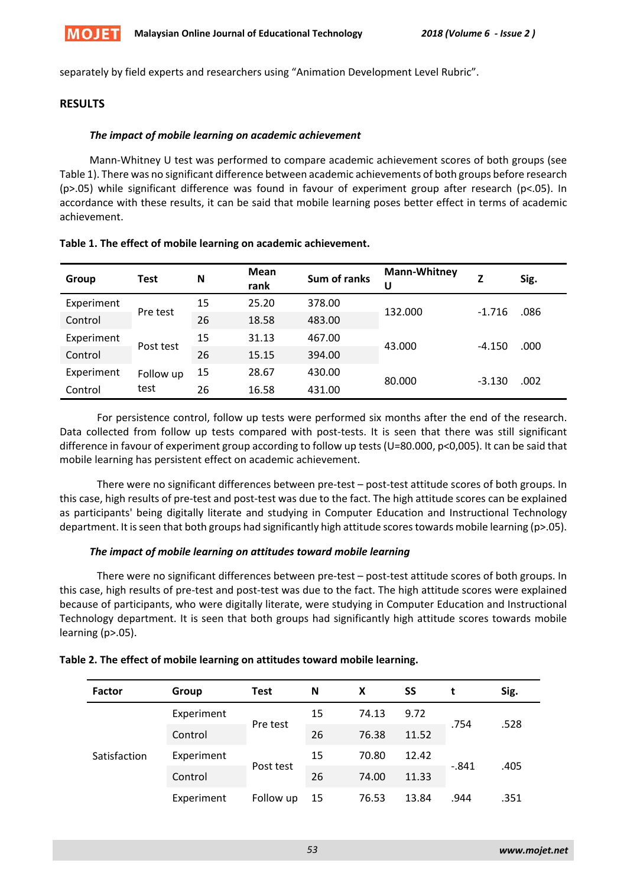separately by field experts and researchers using "Animation Development Level Rubric".

## RESULTS

### *The impact of mobile learning on academic achievement*

Mann-Whitney U test was performed to compare academic achievement scores of both groups (see Table 1). There was no significant difference between academic achievements of both groups before research ($p>.05$) while significant difference was found in favour of experiment group after research ($p<.05$). In accordance with these results, it can be said that mobile learning poses better effect in terms of academic achievement.

**Table 1. The effect of mobile learning on academic achievement.**

| Group | Test | N | Mean rank | Sum of ranks | Mann-Whitney U | Z | Sig. |
|---|---|---|---|---|---|---|---|
| Experiment | Pre test | 15 | 25.20 | 378.00 | 132.000 | -1.716 | .086 |
| Control | | 26 | 18.58 | 483.00 | | | |
| Experiment | Post test | 15 | 31.13 | 467.00 | 43.000 | -4.150 | .000 |
| Control | | 26 | 15.15 | 394.00 | | | |
| Experiment | Follow up test | 15 | 28.67 | 430.00 | 80.000 | -3.130 | .002 |
| Control | | 26 | 16.58 | 431.00 | | | |

For persistence control, follow up tests were performed six months after the end of the research. Data collected from follow up tests compared with post-tests. It is seen that there was still significant difference in favour of experiment group according to follow up tests ($U=80.000$, $p<0,005$). It can be said that mobile learning has persistent effect on academic achievement.

There were no significant differences between pre-test – post-test attitude scores of both groups. In this case, high results of pre-test and post-test was due to the fact. The high attitude scores can be explained as participants' being digitally literate and studying in Computer Education and Instructional Technology department. It is seen that both groups had significantly high attitude scores towards mobile learning ($p>.05$).

### *The impact of mobile learning on attitudes toward mobile learning*

There were no significant differences between pre-test – post-test attitude scores of both groups. In this case, high results of pre-test and post-test was due to the fact. The high attitude scores were explained because of participants, who were digitally literate, were studying in Computer Education and Instructional Technology department. It is seen that both groups had significantly high attitude scores towards mobile learning ($p>.05$).

**Table 2. The effect of mobile learning on attitudes toward mobile learning.**

| Factor | Group | Test | N | X | SS | t | Sig. |
|---|---|---|---|---|---|---|---|
| Satisfaction | Experiment | Pre test | 15 | 74.13 | 9.72 | .754 | .528 |
| | Control | | 26 | 76.38 | 11.52 | | |
| | Experiment | Post test | 15 | 70.80 | 12.42 | -.841 | .405 |
| | Control | | 26 | 74.00 | 11.33 | | |
| | Experiment | Follow up | 15 | 76.53 | 13.84 | .944 | .351 |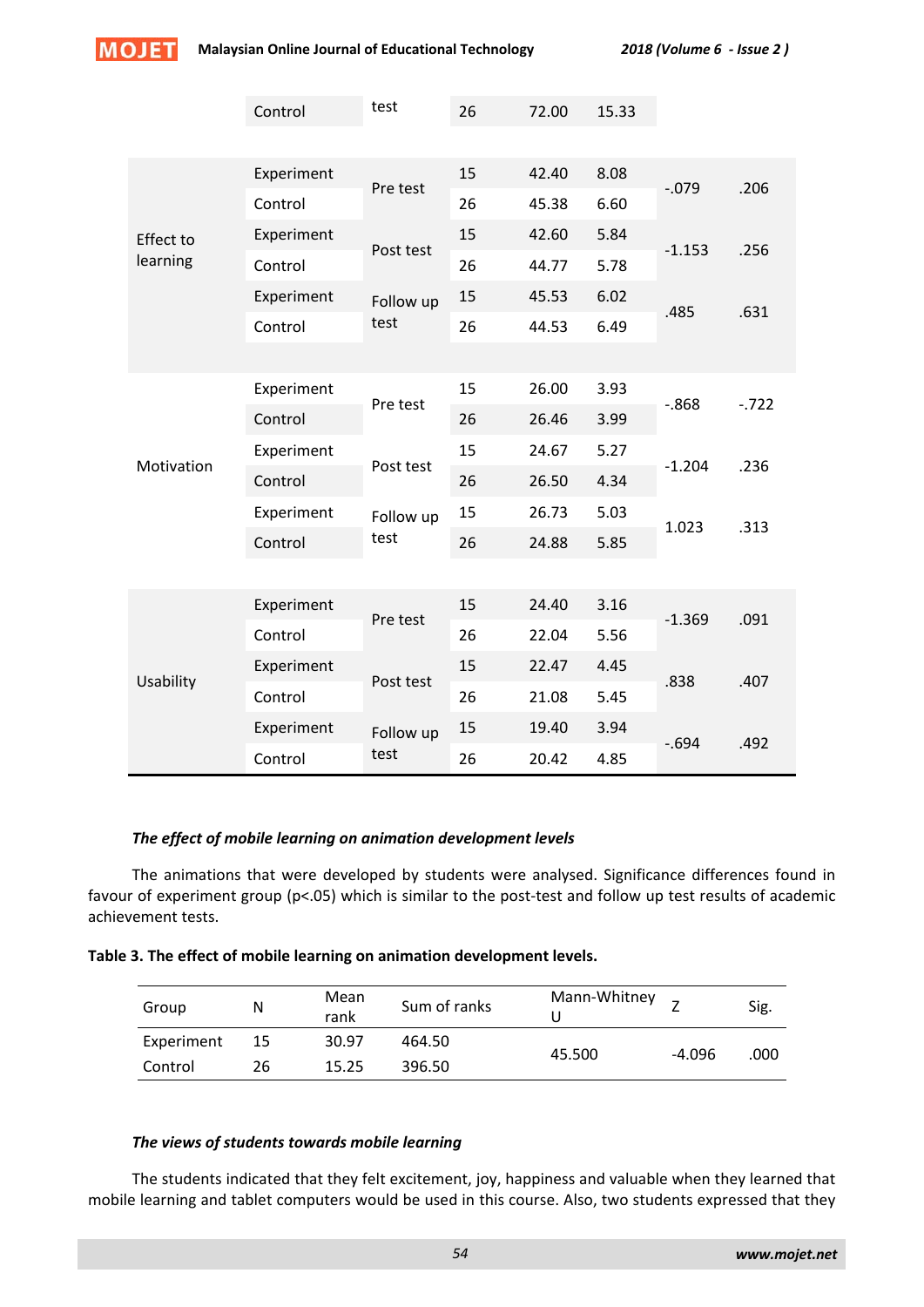| | | | | | | | |
|---|---|---|---|---|---|---|---|
| | Control | test | 26 | 72.00 | 15.33 | | |
| Effect to learning | Experiment | Pre test | 15 | 42.40 | 8.08 | -.079 | .206 |
| | Control | | 26 | 45.38 | 6.60 | | |
| | Experiment | Post test | 15 | 42.60 | 5.84 | -1.153 | .256 |
| | Control | | 26 | 44.77 | 5.78 | | |
| | Experiment | Follow up test | 15 | 45.53 | 6.02 | .485 | .631 |
| | Control | | 26 | 44.53 | 6.49 | | |
| Motivation | Experiment | Pre test | 15 | 26.00 | 3.93 | -.868 | -.722 |
| | Control | | 26 | 26.46 | 3.99 | | |
| | Experiment | Post test | 15 | 24.67 | 5.27 | -1.204 | .236 |
| | Control | | 26 | 26.50 | 4.34 | | |
| | Experiment | Follow up test | 15 | 26.73 | 5.03 | 1.023 | .313 |
| | Control | | 26 | 24.88 | 5.85 | | |
| Usability | Experiment | Pre test | 15 | 24.40 | 3.16 | -1.369 | .091 |
| | Control | | 26 | 22.04 | 5.56 | | |
| | Experiment | Post test | 15 | 22.47 | 4.45 | .838 | .407 |
| | Control | | 26 | 21.08 | 5.45 | | |
| | Experiment | Follow up test | 15 | 19.40 | 3.94 | -.694 | .492 |
| | Control | | 26 | 20.42 | 4.85 | | |

***The effect of mobile learning on animation development levels***

The animations that were developed by students were analysed. Significance differences found in favour of experiment group ($p<.05$) which is similar to the post-test and follow up test results of academic achievement tests.

**Table 3. The effect of mobile learning on animation development levels.**

| Group | N | Mean rank | Sum of ranks | Mann-Whitney U | Z | Sig. |
|---|---|---|---|---|---|---|
| Experiment | 15 | 30.97 | 464.50 | 45.500 | -4.096 | .000 |
| Control | 26 | 15.25 | 396.50 | | | |

***The views of students towards mobile learning***

The students indicated that they felt excitement, joy, happiness and valuable when they learned that mobile learning and tablet computers would be used in this course. Also, two students expressed that they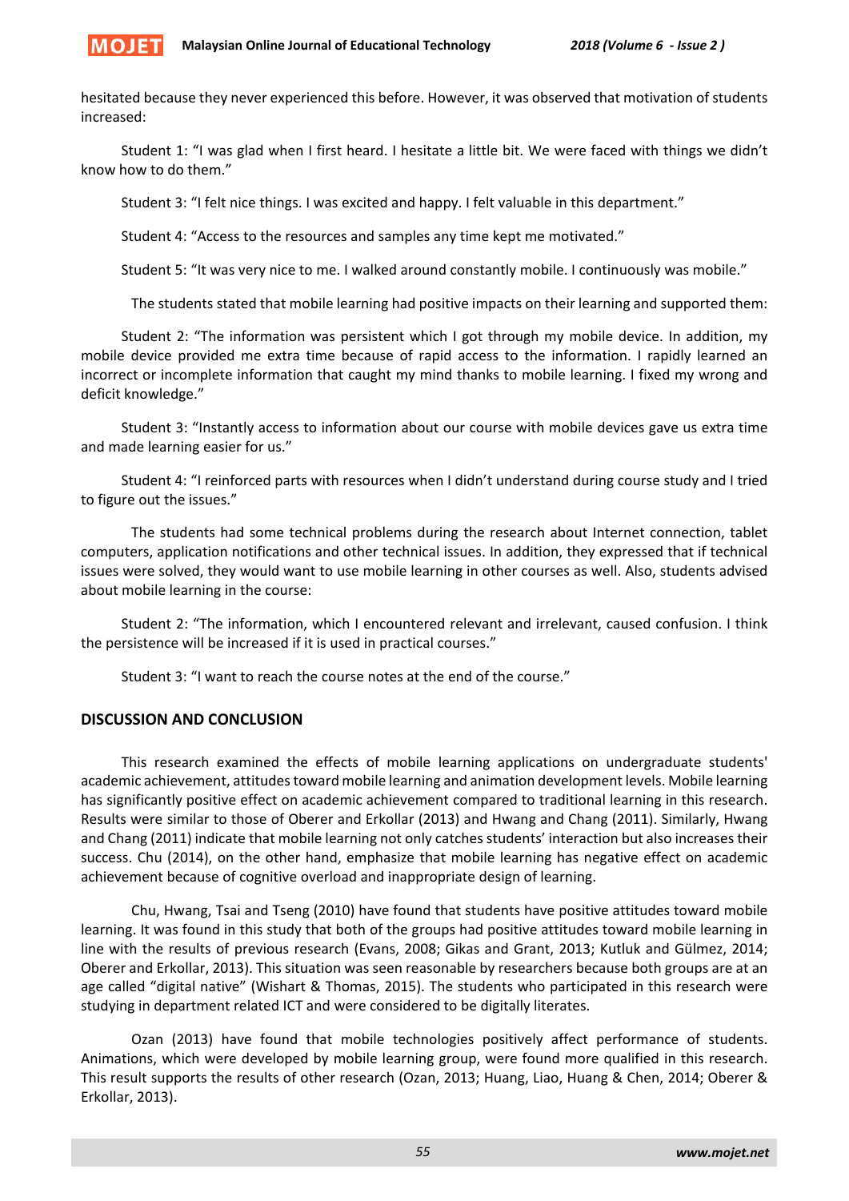hesitated because they never experienced this before. However, it was observed that motivation of students increased:

Student 1: "I was glad when I first heard. I hesitate a little bit. We were faced with things we didn't know how to do them."

Student 3: "I felt nice things. I was excited and happy. I felt valuable in this department."

Student 4: "Access to the resources and samples any time kept me motivated."

Student 5: "It was very nice to me. I walked around constantly mobile. I continuously was mobile."

The students stated that mobile learning had positive impacts on their learning and supported them:

Student 2: "The information was persistent which I got through my mobile device. In addition, my mobile device provided me extra time because of rapid access to the information. I rapidly learned an incorrect or incomplete information that caught my mind thanks to mobile learning. I fixed my wrong and deficit knowledge."

Student 3: "Instantly access to information about our course with mobile devices gave us extra time and made learning easier for us."

Student 4: "I reinforced parts with resources when I didn't understand during course study and I tried to figure out the issues."

The students had some technical problems during the research about Internet connection, tablet computers, application notifications and other technical issues. In addition, they expressed that if technical issues were solved, they would want to use mobile learning in other courses as well. Also, students advised about mobile learning in the course:

Student 2: "The information, which I encountered relevant and irrelevant, caused confusion. I think the persistence will be increased if it is used in practical courses."

Student 3: "I want to reach the course notes at the end of the course."

## DISCUSSION AND CONCLUSION

This research examined the effects of mobile learning applications on undergraduate students' academic achievement, attitudes toward mobile learning and animation development levels. Mobile learning has significantly positive effect on academic achievement compared to traditional learning in this research. Results were similar to those of Oberer and Erkollar (2013) and Hwang and Chang (2011). Similarly, Hwang and Chang (2011) indicate that mobile learning not only catches students' interaction but also increases their success. Chu (2014), on the other hand, emphasize that mobile learning has negative effect on academic achievement because of cognitive overload and inappropriate design of learning.

Chu, Hwang, Tsai and Tseng (2010) have found that students have positive attitudes toward mobile learning. It was found in this study that both of the groups had positive attitudes toward mobile learning in line with the results of previous research (Evans, 2008; Gikas and Grant, 2013; Kutluk and Gülmez, 2014; Oberer and Erkollar, 2013). This situation was seen reasonable by researchers because both groups are at an age called "digital native" (Wishart & Thomas, 2015). The students who participated in this research were studying in department related ICT and were considered to be digitally literates.

Ozan (2013) have found that mobile technologies positively affect performance of students. Animations, which were developed by mobile learning group, were found more qualified in this research. This result supports the results of other research (Ozan, 2013; Huang, Liao, Huang & Chen, 2014; Oberer & Erkollar, 2013).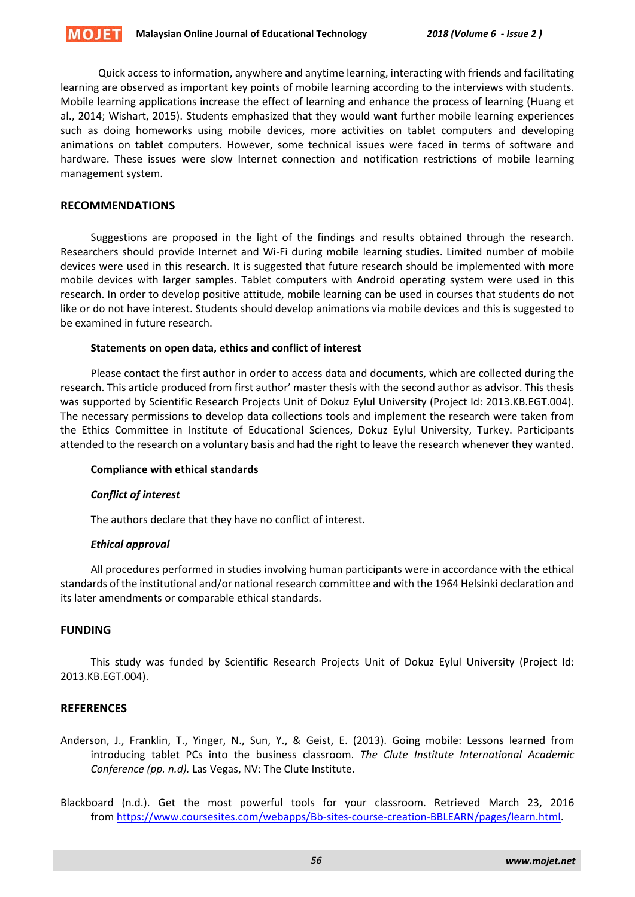Quick access to information, anywhere and anytime learning, interacting with friends and facilitating learning are observed as important key points of mobile learning according to the interviews with students. Mobile learning applications increase the effect of learning and enhance the process of learning (Huang et al., 2014; Wishart, 2015). Students emphasized that they would want further mobile learning experiences such as doing homeworks using mobile devices, more activities on tablet computers and developing animations on tablet computers. However, some technical issues were faced in terms of software and hardware. These issues were slow Internet connection and notification restrictions of mobile learning management system.

## RECOMMENDATIONS

Suggestions are proposed in the light of the findings and results obtained through the research. Researchers should provide Internet and Wi-Fi during mobile learning studies. Limited number of mobile devices were used in this research. It is suggested that future research should be implemented with more mobile devices with larger samples. Tablet computers with Android operating system were used in this research. In order to develop positive attitude, mobile learning can be used in courses that students do not like or do not have interest. Students should develop animations via mobile devices and this is suggested to be examined in future research.

### Statements on open data, ethics and conflict of interest

Please contact the first author in order to access data and documents, which are collected during the research. This article produced from first author' master thesis with the second author as advisor. This thesis was supported by Scientific Research Projects Unit of Dokuz Eylul University (Project Id: 2013.KB.EGT.004). The necessary permissions to develop data collections tools and implement the research were taken from the Ethics Committee in Institute of Educational Sciences, Dokuz Eylul University, Turkey. Participants attended to the research on a voluntary basis and had the right to leave the research whenever they wanted.

### Compliance with ethical standards

#### *Conflict of interest*

The authors declare that they have no conflict of interest.

#### *Ethical approval*

All procedures performed in studies involving human participants were in accordance with the ethical standards of the institutional and/or national research committee and with the 1964 Helsinki declaration and its later amendments or comparable ethical standards.

## FUNDING

This study was funded by Scientific Research Projects Unit of Dokuz Eylul University (Project Id: 2013.KB.EGT.004).

## REFERENCES

Anderson, J., Franklin, T., Yinger, N., Sun, Y., & Geist, E. (2013). Going mobile: Lessons learned from introducing tablet PCs into the business classroom. *The Clute Institute International Academic Conference (pp. n.d).* Las Vegas, NV: The Clute Institute.

Blackboard (n.d.). Get the most powerful tools for your classroom. Retrieved March 23, 2016 from https://www.coursesites.com/webapps/Bb-sites-course-creation-BBLEARN/pages/learn.html.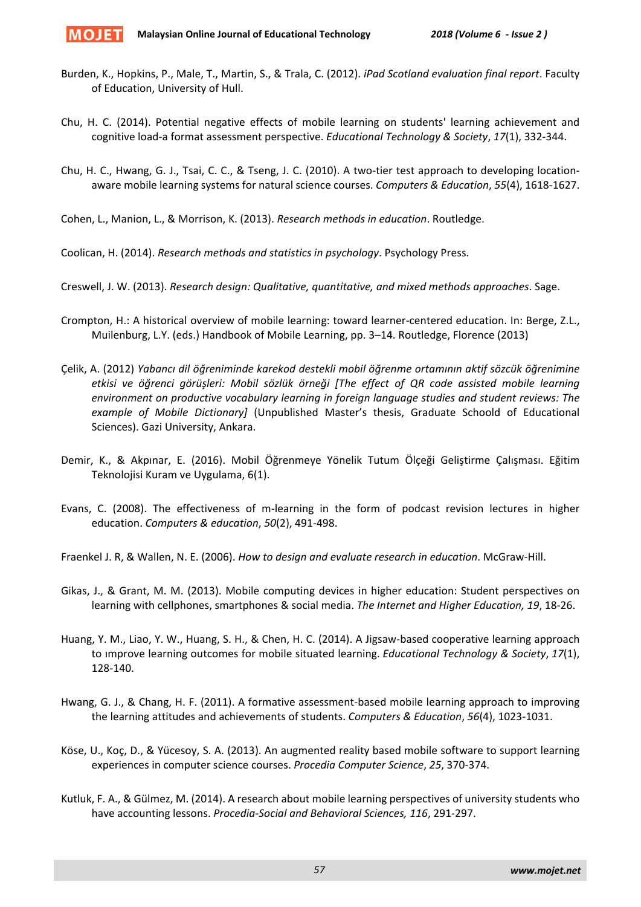Burden, K., Hopkins, P., Male, T., Martin, S., & Trala, C. (2012). *iPad Scotland evaluation final report*. Faculty of Education, University of Hull.

Chu, H. C. (2014). Potential negative effects of mobile learning on students' learning achievement and cognitive load-a format assessment perspective. *Educational Technology & Society*, *17*(1), 332-344.

Chu, H. C., Hwang, G. J., Tsai, C. C., & Tseng, J. C. (2010). A two-tier test approach to developing location-aware mobile learning systems for natural science courses. *Computers & Education*, *55*(4), 1618-1627.

Cohen, L., Manion, L., & Morrison, K. (2013). *Research methods in education*. Routledge.

Coolican, H. (2014). *Research methods and statistics in psychology*. Psychology Press.

Creswell, J. W. (2013). *Research design: Qualitative, quantitative, and mixed methods approaches*. Sage.

Crompton, H.: A historical overview of mobile learning: toward learner-centered education. In: Berge, Z.L., Muilenburg, L.Y. (eds.) Handbook of Mobile Learning, pp. 3–14. Routledge, Florence (2013)

Çelik, A. (2012) *Yabancı dil öğreniminde karekod destekli mobil öğrenme ortamının aktif sözcük öğrenimine etkisi ve öğrenci görüşleri: Mobil sözlük örneği [The effect of QR code assisted mobile learning environment on productive vocabulary learning in foreign language studies and student reviews: The example of Mobile Dictionary]* (Unpublished Master's thesis, Graduate Schoold of Educational Sciences). Gazi University, Ankara.

Demir, K., & Akpınar, E. (2016). Mobil Öğrenmeye Yönelik Tutum Ölçeği Geliştirme Çalışması. Eğitim Teknolojisi Kuram ve Uygulama, 6(1).

Evans, C. (2008). The effectiveness of m-learning in the form of podcast revision lectures in higher education. *Computers & education*, *50*(2), 491-498.

Fraenkel J. R, & Wallen, N. E. (2006). *How to design and evaluate research in education*. McGraw-Hill.

Gikas, J., & Grant, M. M. (2013). Mobile computing devices in higher education: Student perspectives on learning with cellphones, smartphones & social media. *The Internet and Higher Education, 19*, 18-26.

Huang, Y. M., Liao, Y. W., Huang, S. H., & Chen, H. C. (2014). A Jigsaw-based cooperative learning approach to ımprove learning outcomes for mobile situated learning. *Educational Technology & Society*, *17*(1), 128-140.

Hwang, G. J., & Chang, H. F. (2011). A formative assessment-based mobile learning approach to improving the learning attitudes and achievements of students. *Computers & Education*, *56*(4), 1023-1031.

Köse, U., Koç, D., & Yücesoy, S. A. (2013). An augmented reality based mobile software to support learning experiences in computer science courses. *Procedia Computer Science*, *25*, 370-374.

Kutluk, F. A., & Gülmez, M. (2014). A research about mobile learning perspectives of university students who have accounting lessons. *Procedia-Social and Behavioral Sciences, 116*, 291-297.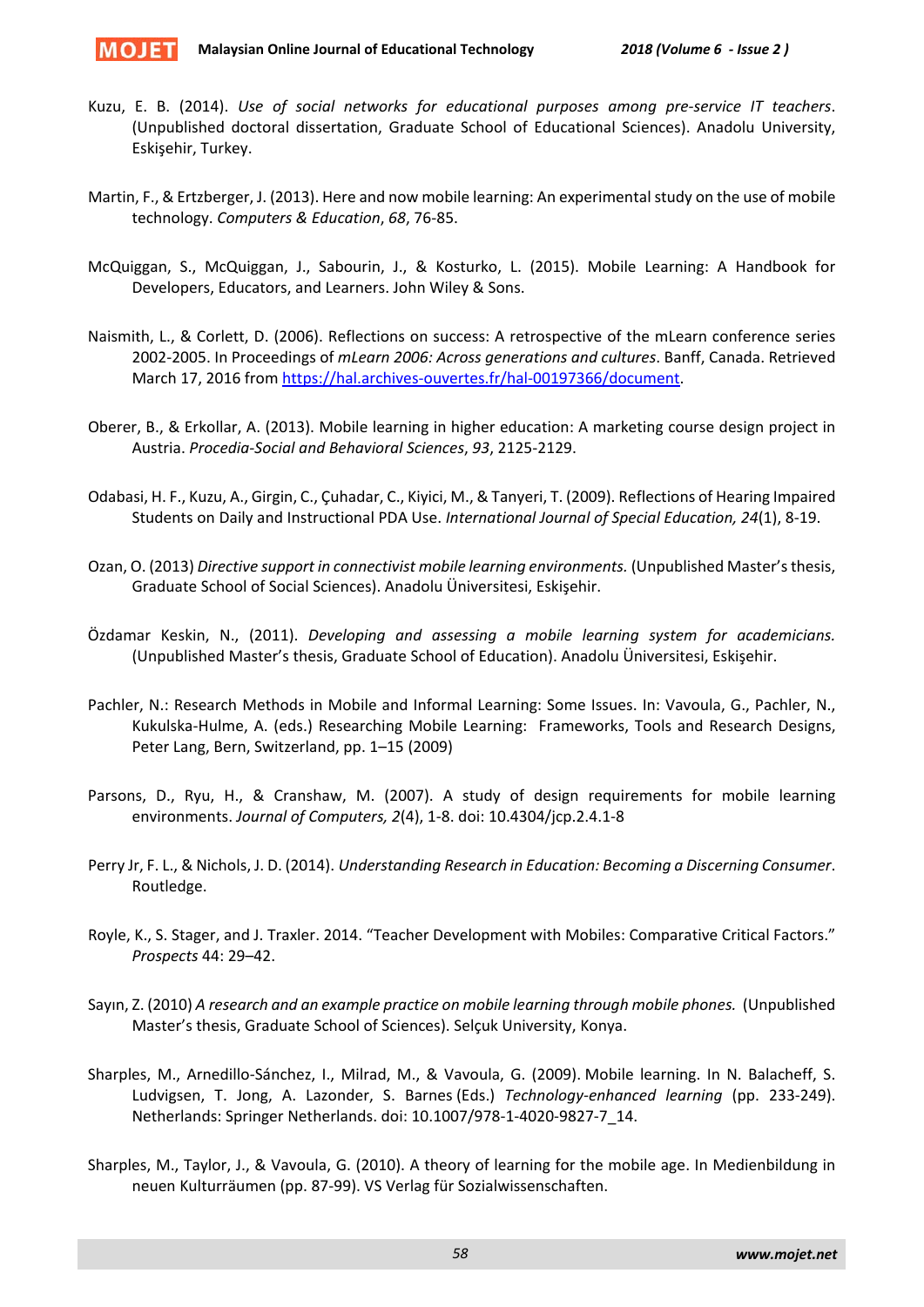Kuzu, E. B. (2014). *Use of social networks for educational purposes among pre-service IT teachers*. (Unpublished doctoral dissertation, Graduate School of Educational Sciences). Anadolu University, Eskişehir, Turkey.

Martin, F., & Ertzberger, J. (2013). Here and now mobile learning: An experimental study on the use of mobile technology. *Computers & Education*, *68*, 76-85.

McQuiggan, S., McQuiggan, J., Sabourin, J., & Kosturko, L. (2015). Mobile Learning: A Handbook for Developers, Educators, and Learners. John Wiley & Sons.

Naismith, L., & Corlett, D. (2006). Reflections on success: A retrospective of the mLearn conference series 2002-2005. In Proceedings of *mLearn 2006: Across generations and cultures*. Banff, Canada. Retrieved March 17, 2016 from https://hal.archives-ouvertes.fr/hal-00197366/document.

Oberer, B., & Erkollar, A. (2013). Mobile learning in higher education: A marketing course design project in Austria. *Procedia-Social and Behavioral Sciences*, *93*, 2125-2129.

Odabasi, H. F., Kuzu, A., Girgin, C., Çuhadar, C., Kiyici, M., & Tanyeri, T. (2009). Reflections of Hearing Impaired Students on Daily and Instructional PDA Use. *International Journal of Special Education, 24*(1), 8-19.

Ozan, O. (2013) *Directive support in connectivist mobile learning environments.* (Unpublished Master's thesis, Graduate School of Social Sciences). Anadolu Üniversitesi, Eskişehir.

Özdamar Keskin, N., (2011). *Developing and assessing a mobile learning system for academicians.* (Unpublished Master's thesis, Graduate School of Education). Anadolu Üniversitesi, Eskişehir.

Pachler, N.: Research Methods in Mobile and Informal Learning: Some Issues. In: Vavoula, G., Pachler, N., Kukulska-Hulme, A. (eds.) Researching Mobile Learning: Frameworks, Tools and Research Designs, Peter Lang, Bern, Switzerland, pp. 1–15 (2009)

Parsons, D., Ryu, H., & Cranshaw, M. (2007). A study of design requirements for mobile learning environments. *Journal of Computers, 2*(4), 1-8. doi: 10.4304/jcp.2.4.1-8

Perry Jr, F. L., & Nichols, J. D. (2014). *Understanding Research in Education: Becoming a Discerning Consumer*. Routledge.

Royle, K., S. Stager, and J. Traxler. 2014. "Teacher Development with Mobiles: Comparative Critical Factors." *Prospects* 44: 29–42.

Sayın, Z. (2010) *A research and an example practice on mobile learning through mobile phones.* (Unpublished Master's thesis, Graduate School of Sciences). Selçuk University, Konya.

Sharples, M., Arnedillo-Sánchez, I., Milrad, M., & Vavoula, G. (2009). Mobile learning. In N. Balacheff, S. Ludvigsen, T. Jong, A. Lazonder, S. Barnes (Eds.) *Technology-enhanced learning* (pp. 233-249). Netherlands: Springer Netherlands. doi: 10.1007/978-1-4020-9827-7_14.

Sharples, M., Taylor, J., & Vavoula, G. (2010). A theory of learning for the mobile age. In Medienbildung in neuen Kulturräumen (pp. 87-99). VS Verlag für Sozialwissenschaften.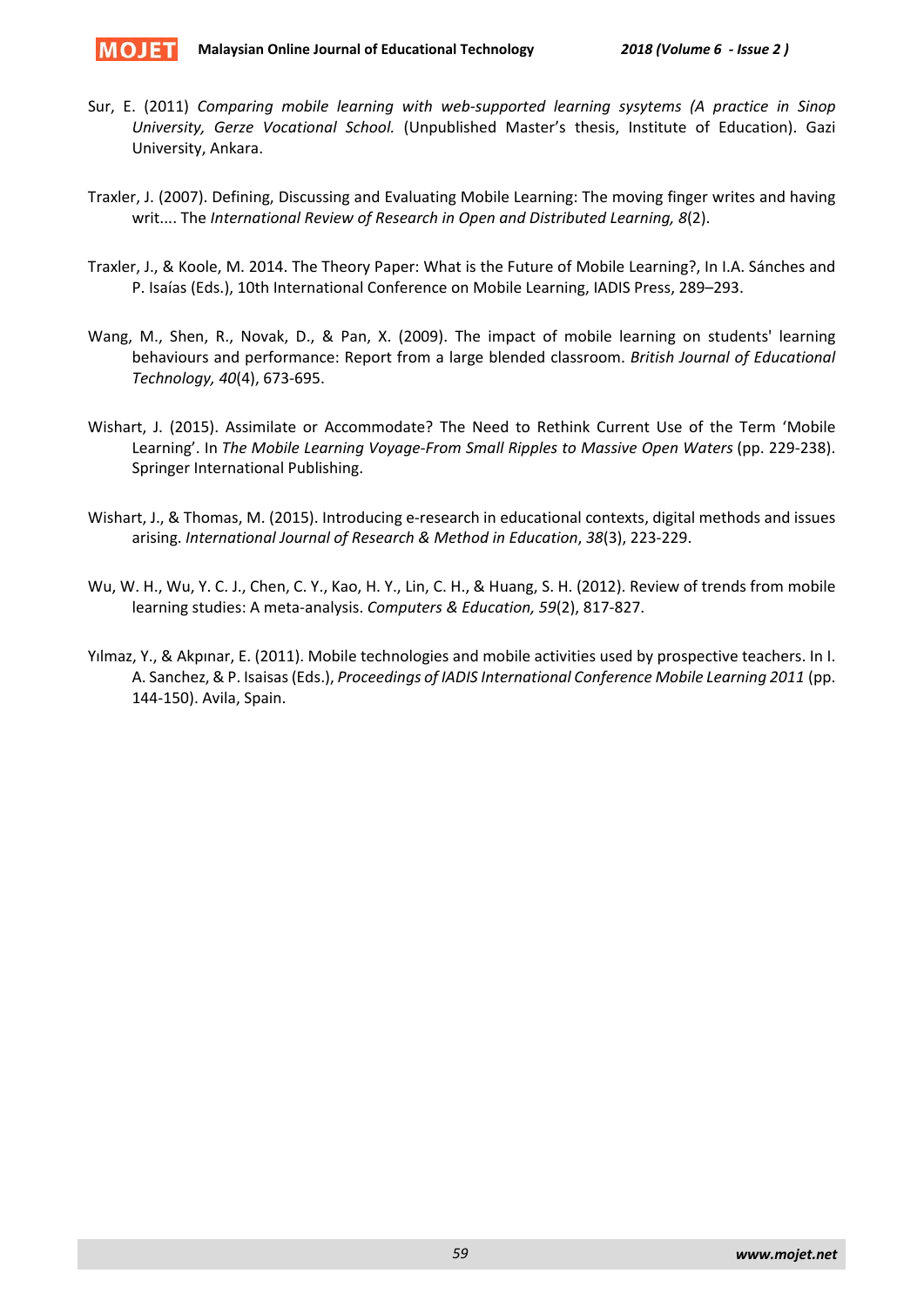Sur, E. (2011) *Comparing mobile learning with web-supported learning sysytems (A practice in Sinop University, Gerze Vocational School.* (Unpublished Master's thesis, Institute of Education). Gazi University, Ankara.

Traxler, J. (2007). Defining, Discussing and Evaluating Mobile Learning: The moving finger writes and having writ.... The *International Review of Research in Open and Distributed Learning, 8*(2).

Traxler, J., & Koole, M. 2014. The Theory Paper: What is the Future of Mobile Learning?, In I.A. Sánches and P. Isaías (Eds.), 10th International Conference on Mobile Learning, IADIS Press, 289–293.

Wang, M., Shen, R., Novak, D., & Pan, X. (2009). The impact of mobile learning on students' learning behaviours and performance: Report from a large blended classroom. *British Journal of Educational Technology, 40*(4), 673-695.

Wishart, J. (2015). Assimilate or Accommodate? The Need to Rethink Current Use of the Term 'Mobile Learning'. In *The Mobile Learning Voyage-From Small Ripples to Massive Open Waters* (pp. 229-238). Springer International Publishing.

Wishart, J., & Thomas, M. (2015). Introducing e-research in educational contexts, digital methods and issues arising. *International Journal of Research & Method in Education*, *38*(3), 223-229.

Wu, W. H., Wu, Y. C. J., Chen, C. Y., Kao, H. Y., Lin, C. H., & Huang, S. H. (2012). Review of trends from mobile learning studies: A meta-analysis. *Computers & Education, 59*(2), 817-827.

Yılmaz, Y., & Akpınar, E. (2011). Mobile technologies and mobile activities used by prospective teachers. In I. A. Sanchez, & P. Isaisas (Eds.), *Proceedings of IADIS International Conference Mobile Learning 2011* (pp. 144-150). Avila, Spain.